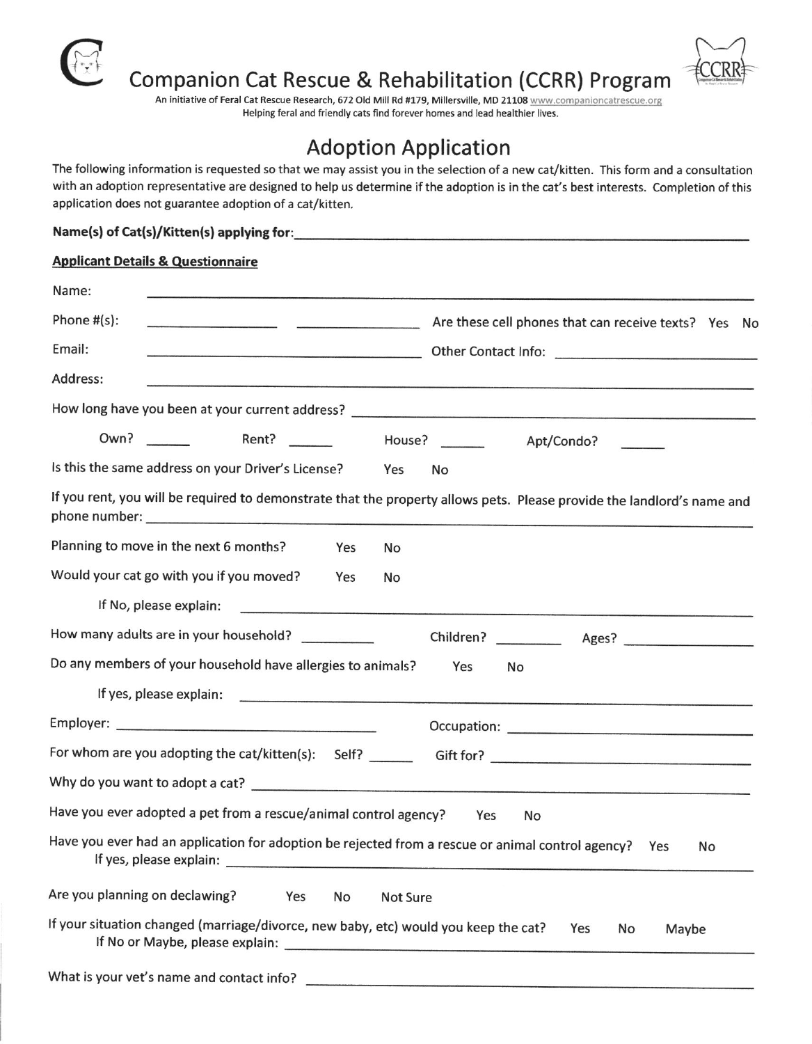# Companion Cat Rescue & Rehabilitation (CCRR) Program

An initiative of Feral Cat Rescue Research, 672 Old Mill Rd #179, Millersville, MD 21108 www.companioncatrescue.org
Helping feral and friendly cats find forever homes and lead healthier lives.

## Adoption Application

The following information is requested so that we may assist you in the selection of a new cat/kitten. This form and a consultation with an adoption representative are designed to help us determine if the adoption is in the cat's best interests. Completion of this application does not guarantee adoption of a cat/kitten.

**Name(s) of Cat(s)/Kitten(s) applying for:** ____________________

**Applicant Details & Questionnaire**

Name: ____________________

Phone #(s): __________ __________ Are these cell phones that can receive texts? Yes No

Email: ____________________ Other Contact Info: ____________________

Address: ____________________

How long have you been at your current address? ____________________

Own? ______ Rent? ______ House? ______ Apt/Condo? ______

Is this the same address on your Driver's License? Yes No

If you rent, you will be required to demonstrate that the property allows pets. Please provide the landlord's name and phone number: ____________________

Planning to move in the next 6 months? Yes No

Would your cat go with you if you moved? Yes No

If No, please explain: ____________________

How many adults are in your household? __________ Children? __________ Ages? __________

Do any members of your household have allergies to animals? Yes No

If yes, please explain: ____________________

Employer: ____________________ Occupation: ____________________

For whom are you adopting the cat/kitten(s): Self? ______ Gift for? ____________________

Why do you want to adopt a cat? ____________________

Have you ever adopted a pet from a rescue/animal control agency? Yes No

Have you ever had an application for adoption be rejected from a rescue or animal control agency? Yes No
If yes, please explain: ____________________

Are you planning on declawing? Yes No Not Sure

If your situation changed (marriage/divorce, new baby, etc) would you keep the cat? Yes No Maybe
If No or Maybe, please explain: ____________________

What is your vet's name and contact info? ____________________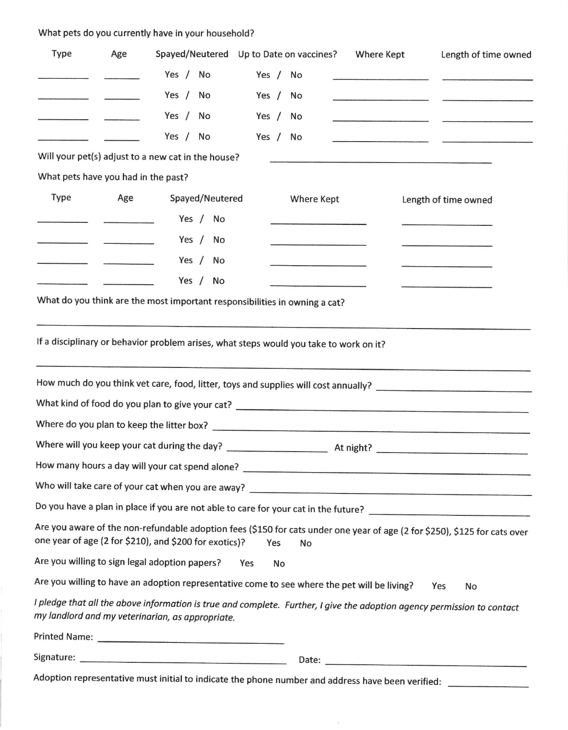What pets do you currently have in your household?

| Type | Age | Spayed/Neutered | Up to Date on vaccines? | Where Kept | Length of time owned |
|---|---|---|---|---|---|
| ________ | ______ | Yes / No | Yes / No | ________________ | ______________ |
| ________ | ______ | Yes / No | Yes / No | ________________ | ______________ |
| ________ | ______ | Yes / No | Yes / No | ________________ | ______________ |
| ________ | ______ | Yes / No | Yes / No | ________________ | ______________ |

Will your pet(s) adjust to a new cat in the house? ________________________________________

What pets have you had in the past?

| Type | Age | Spayed/Neutered | Where Kept | Length of time owned |
|---|---|---|---|---|
| ________ | ________ | Yes / No | ________________ | ______________ |
| ________ | ________ | Yes / No | ________________ | ______________ |
| ________ | ________ | Yes / No | ________________ | ______________ |
| ________ | ________ | Yes / No | ________________ | ______________ |

What do you think are the most important responsibilities in owning a cat?

_______________________________________________________________________________

If a disciplinary or behavior problem arises, what steps would you take to work on it?

_______________________________________________________________________________

How much do you think vet care, food, litter, toys and supplies will cost annually? ____________________

What kind of food do you plan to give your cat? ______________________________________________

Where do you plan to keep the litter box? __________________________________________________

Where will you keep your cat during the day? __________________ At night? ____________________

How many hours a day will your cat spend alone? ______________________________________________

Who will take care of your cat when you are away? ____________________________________________

Do you have a plan in place if you are not able to care for your cat in the future? ____________________

Are you aware of the non-refundable adoption fees ($150 for cats under one year of age (2 for $250), $125 for cats over one year of age (2 for $210), and $200 for exotics)? Yes No

Are you willing to sign legal adoption papers? Yes No

Are you willing to have an adoption representative come to see where the pet will be living? Yes No

*I pledge that all the above information is true and complete. Further, I give the adoption agency permission to contact my landlord and my veterinarian, as appropriate.*

Printed Name: ______________________________

Signature: ______________________________________ Date: ______________________________

Adoption representative must initial to indicate the phone number and address have been verified: ____________